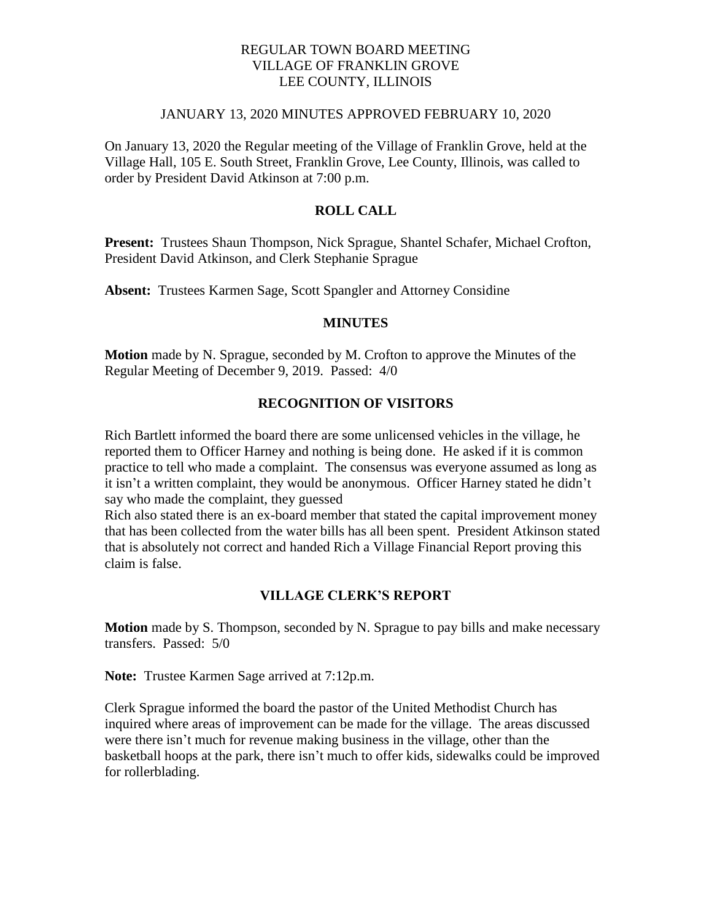# REGULAR TOWN BOARD MEETING
# VILLAGE OF FRANKLIN GROVE
# LEE COUNTY, ILLINOIS

JANUARY 13, 2020 MINUTES APPROVED FEBRUARY 10, 2020

On January 13, 2020 the Regular meeting of the Village of Franklin Grove, held at the Village Hall, 105 E. South Street, Franklin Grove, Lee County, Illinois, was called to order by President David Atkinson at 7:00 p.m.

## ROLL CALL

**Present:** Trustees Shaun Thompson, Nick Sprague, Shantel Schafer, Michael Crofton, President David Atkinson, and Clerk Stephanie Sprague

**Absent:** Trustees Karmen Sage, Scott Spangler and Attorney Considine

## MINUTES

**Motion** made by N. Sprague, seconded by M. Crofton to approve the Minutes of the Regular Meeting of December 9, 2019. Passed: 4/0

## RECOGNITION OF VISITORS

Rich Bartlett informed the board there are some unlicensed vehicles in the village, he reported them to Officer Harney and nothing is being done. He asked if it is common practice to tell who made a complaint. The consensus was everyone assumed as long as it isn't a written complaint, they would be anonymous. Officer Harney stated he didn't say who made the complaint, they guessed

Rich also stated there is an ex-board member that stated the capital improvement money that has been collected from the water bills has all been spent. President Atkinson stated that is absolutely not correct and handed Rich a Village Financial Report proving this claim is false.

## VILLAGE CLERK'S REPORT

**Motion** made by S. Thompson, seconded by N. Sprague to pay bills and make necessary transfers. Passed: 5/0

**Note:** Trustee Karmen Sage arrived at 7:12p.m.

Clerk Sprague informed the board the pastor of the United Methodist Church has inquired where areas of improvement can be made for the village. The areas discussed were there isn't much for revenue making business in the village, other than the basketball hoops at the park, there isn't much to offer kids, sidewalks could be improved for rollerblading.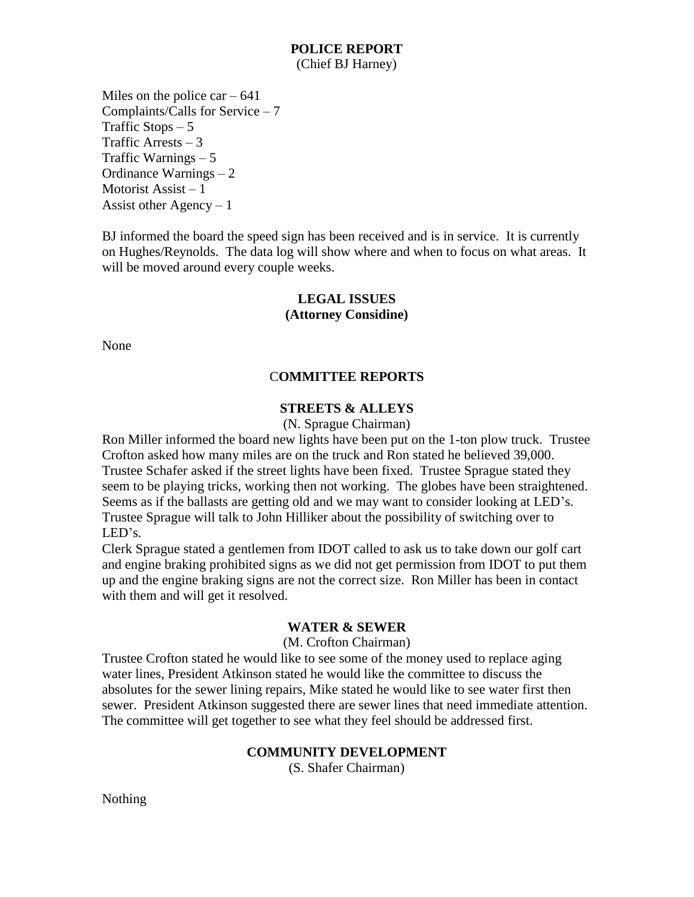## POLICE REPORT

(Chief BJ Harney)

Miles on the police car – 641
Complaints/Calls for Service – 7
Traffic Stops – 5
Traffic Arrests – 3
Traffic Warnings – 5
Ordinance Warnings – 2
Motorist Assist – 1
Assist other Agency – 1

BJ informed the board the speed sign has been received and is in service. It is currently on Hughes/Reynolds. The data log will show where and when to focus on what areas. It will be moved around every couple weeks.

## LEGAL ISSUES
**(Attorney Considine)**

None

## COMMITTEE REPORTS

### STREETS & ALLEYS

(N. Sprague Chairman)

Ron Miller informed the board new lights have been put on the 1-ton plow truck. Trustee Crofton asked how many miles are on the truck and Ron stated he believed 39,000. Trustee Schafer asked if the street lights have been fixed. Trustee Sprague stated they seem to be playing tricks, working then not working. The globes have been straightened. Seems as if the ballasts are getting old and we may want to consider looking at LED's. Trustee Sprague will talk to John Hilliker about the possibility of switching over to LED's.

Clerk Sprague stated a gentlemen from IDOT called to ask us to take down our golf cart and engine braking prohibited signs as we did not get permission from IDOT to put them up and the engine braking signs are not the correct size. Ron Miller has been in contact with them and will get it resolved.

### WATER & SEWER

(M. Crofton Chairman)

Trustee Crofton stated he would like to see some of the money used to replace aging water lines, President Atkinson stated he would like the committee to discuss the absolutes for the sewer lining repairs, Mike stated he would like to see water first then sewer. President Atkinson suggested there are sewer lines that need immediate attention. The committee will get together to see what they feel should be addressed first.

### COMMUNITY DEVELOPMENT

(S. Shafer Chairman)

Nothing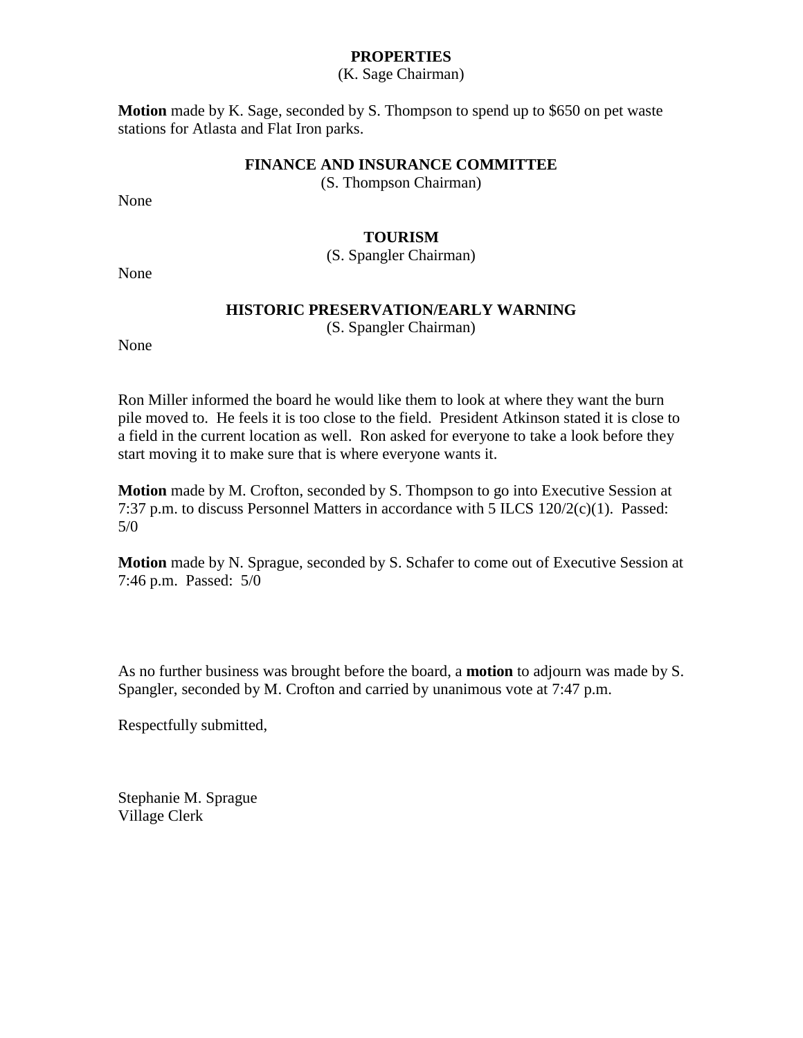## PROPERTIES

(K. Sage Chairman)

**Motion** made by K. Sage, seconded by S. Thompson to spend up to $650 on pet waste stations for Atlasta and Flat Iron parks.

## FINANCE AND INSURANCE COMMITTEE

(S. Thompson Chairman)

None

## TOURISM

(S. Spangler Chairman)

None

## HISTORIC PRESERVATION/EARLY WARNING

(S. Spangler Chairman)

None

Ron Miller informed the board he would like them to look at where they want the burn pile moved to. He feels it is too close to the field. President Atkinson stated it is close to a field in the current location as well. Ron asked for everyone to take a look before they start moving it to make sure that is where everyone wants it.

**Motion** made by M. Crofton, seconded by S. Thompson to go into Executive Session at 7:37 p.m. to discuss Personnel Matters in accordance with 5 ILCS 120/2(c)(1). Passed: 5/0

**Motion** made by N. Sprague, seconded by S. Schafer to come out of Executive Session at 7:46 p.m. Passed: 5/0

As no further business was brought before the board, a **motion** to adjourn was made by S. Spangler, seconded by M. Crofton and carried by unanimous vote at 7:47 p.m.

Respectfully submitted,

Stephanie M. Sprague
Village Clerk